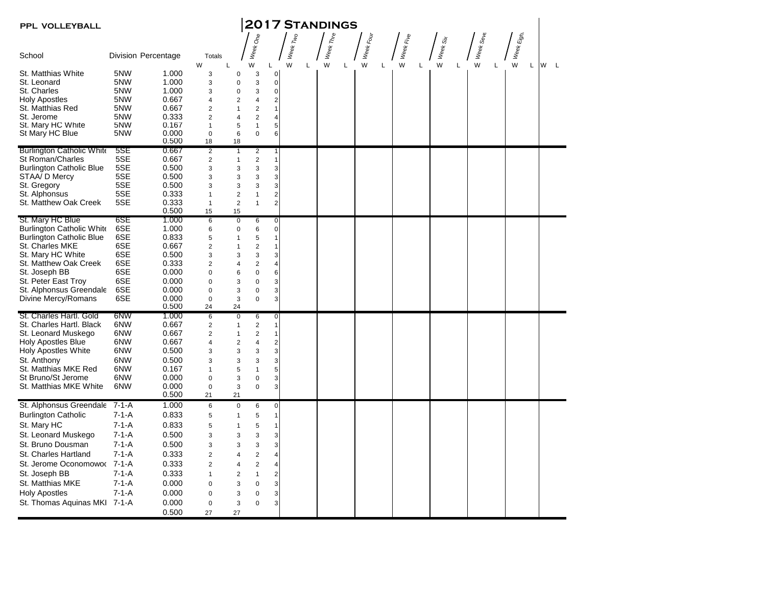**PPL VOLLEYBALL**

# 2017 Standings

| School | Division | Percentage | Totals W | Totals L | Week One W | Week One L | Week Two W | Week Two L | Week Three W | Week Three L | Week Four W | Week Four L | Week Five W | Week Five L | Week Six W | Week Six L | Week Seven W | Week Seven L | Week Eight W | Week Eight L | W | L |
|---|---|---|---|---|---|---|---|---|---|---|---|---|---|---|---|---|---|---|---|---|---|---|
| St. Matthias White | 5NW | 1.000 | 3 | 0 | 3 | 0 | | | | | | | | | | | | | | | | |
| St. Leonard | 5NW | 1.000 | 3 | 0 | 3 | 0 | | | | | | | | | | | | | | | | |
| St. Charles | 5NW | 1.000 | 3 | 0 | 3 | 0 | | | | | | | | | | | | | | | | |
| Holy Apostles | 5NW | 0.667 | 4 | 2 | 4 | 2 | | | | | | | | | | | | | | | | |
| St. Matthias Red | 5NW | 0.667 | 2 | 1 | 2 | 1 | | | | | | | | | | | | | | | | |
| St. Jerome | 5NW | 0.333 | 2 | 4 | 2 | 4 | | | | | | | | | | | | | | | | |
| St. Mary HC White | 5NW | 0.167 | 1 | 5 | 1 | 5 | | | | | | | | | | | | | | | | |
| St Mary HC Blue | 5NW | 0.000 | 0 | 6 | 0 | 6 | | | | | | | | | | | | | | | | |
| | | 0.500 | 18 | 18 | | | | | | | | | | | | | | | | | | |
| Burlington Catholic White | 5SE | 0.667 | 2 | 1 | 2 | 1 | | | | | | | | | | | | | | | | |
| St Roman/Charles | 5SE | 0.667 | 2 | 1 | 2 | 1 | | | | | | | | | | | | | | | | |
| Burlington Catholic Blue | 5SE | 0.500 | 3 | 3 | 3 | 3 | | | | | | | | | | | | | | | | |
| STAA/ D Mercy | 5SE | 0.500 | 3 | 3 | 3 | 3 | | | | | | | | | | | | | | | | |
| St. Gregory | 5SE | 0.500 | 3 | 3 | 3 | 3 | | | | | | | | | | | | | | | | |
| St. Alphonsus | 5SE | 0.333 | 1 | 2 | 1 | 2 | | | | | | | | | | | | | | | | |
| St. Matthew Oak Creek | 5SE | 0.333 | 1 | 2 | 1 | 2 | | | | | | | | | | | | | | | | |
| | | 0.500 | 15 | 15 | | | | | | | | | | | | | | | | | | |
| St. Mary HC Blue | 6SE | 1.000 | 6 | 0 | 6 | 0 | | | | | | | | | | | | | | | | |
| Burlington Catholic White | 6SE | 1.000 | 6 | 0 | 6 | 0 | | | | | | | | | | | | | | | | |
| Burlington Catholic Blue | 6SE | 0.833 | 5 | 1 | 5 | 1 | | | | | | | | | | | | | | | | |
| St. Charles MKE | 6SE | 0.667 | 2 | 1 | 2 | 1 | | | | | | | | | | | | | | | | |
| St. Mary HC White | 6SE | 0.500 | 3 | 3 | 3 | 3 | | | | | | | | | | | | | | | | |
| St. Matthew Oak Creek | 6SE | 0.333 | 2 | 4 | 2 | 4 | | | | | | | | | | | | | | | | |
| St. Joseph BB | 6SE | 0.000 | 0 | 6 | 0 | 6 | | | | | | | | | | | | | | | | |
| St. Peter East Troy | 6SE | 0.000 | 0 | 3 | 0 | 3 | | | | | | | | | | | | | | | | |
| St. Alphonsus Greendale | 6SE | 0.000 | 0 | 3 | 0 | 3 | | | | | | | | | | | | | | | | |
| Divine Mercy/Romans | 6SE | 0.000 | 0 | 3 | 0 | 3 | | | | | | | | | | | | | | | | |
| | | 0.500 | 24 | 24 | | | | | | | | | | | | | | | | | | |
| St. Charles Hartl. Gold | 6NW | 1.000 | 6 | 0 | 6 | 0 | | | | | | | | | | | | | | | | |
| St. Charles Hartl. Black | 6NW | 0.667 | 2 | 1 | 2 | 1 | | | | | | | | | | | | | | | | |
| St. Leonard Muskego | 6NW | 0.667 | 2 | 1 | 2 | 1 | | | | | | | | | | | | | | | | |
| Holy Apostles Blue | 6NW | 0.667 | 4 | 2 | 4 | 2 | | | | | | | | | | | | | | | | |
| Holy Apostles White | 6NW | 0.500 | 3 | 3 | 3 | 3 | | | | | | | | | | | | | | | | |
| St. Anthony | 6NW | 0.500 | 3 | 3 | 3 | 3 | | | | | | | | | | | | | | | | |
| St. Matthias MKE Red | 6NW | 0.167 | 1 | 5 | 1 | 5 | | | | | | | | | | | | | | | | |
| St Bruno/St Jerome | 6NW | 0.000 | 0 | 3 | 0 | 3 | | | | | | | | | | | | | | | | |
| St. Matthias MKE White | 6NW | 0.000 | 0 | 3 | 0 | 3 | | | | | | | | | | | | | | | | |
| | | 0.500 | 21 | 21 | | | | | | | | | | | | | | | | | | |
| St. Alphonsus Greendale | 7-1-A | 1.000 | 6 | 0 | 6 | 0 | | | | | | | | | | | | | | | | |
| Burlington Catholic | 7-1-A | 0.833 | 5 | 1 | 5 | 1 | | | | | | | | | | | | | | | | |
| St. Mary HC | 7-1-A | 0.833 | 5 | 1 | 5 | 1 | | | | | | | | | | | | | | | | |
| St. Leonard Muskego | 7-1-A | 0.500 | 3 | 3 | 3 | 3 | | | | | | | | | | | | | | | | |
| St. Bruno Dousman | 7-1-A | 0.500 | 3 | 3 | 3 | 3 | | | | | | | | | | | | | | | | |
| St. Charles Hartland | 7-1-A | 0.333 | 2 | 4 | 2 | 4 | | | | | | | | | | | | | | | | |
| St. Jerome Oconomowoc | 7-1-A | 0.333 | 2 | 4 | 2 | 4 | | | | | | | | | | | | | | | | |
| St. Joseph BB | 7-1-A | 0.333 | 1 | 2 | 1 | 2 | | | | | | | | | | | | | | | | |
| St. Matthias MKE | 7-1-A | 0.000 | 0 | 3 | 0 | 3 | | | | | | | | | | | | | | | | |
| Holy Apostles | 7-1-A | 0.000 | 0 | 3 | 0 | 3 | | | | | | | | | | | | | | | | |
| St. Thomas Aquinas MKE | 7-1-A | 0.000 | 0 | 3 | 0 | 3 | | | | | | | | | | | | | | | | |
| | | 0.500 | 27 | 27 | | | | | | | | | | | | | | | | | | |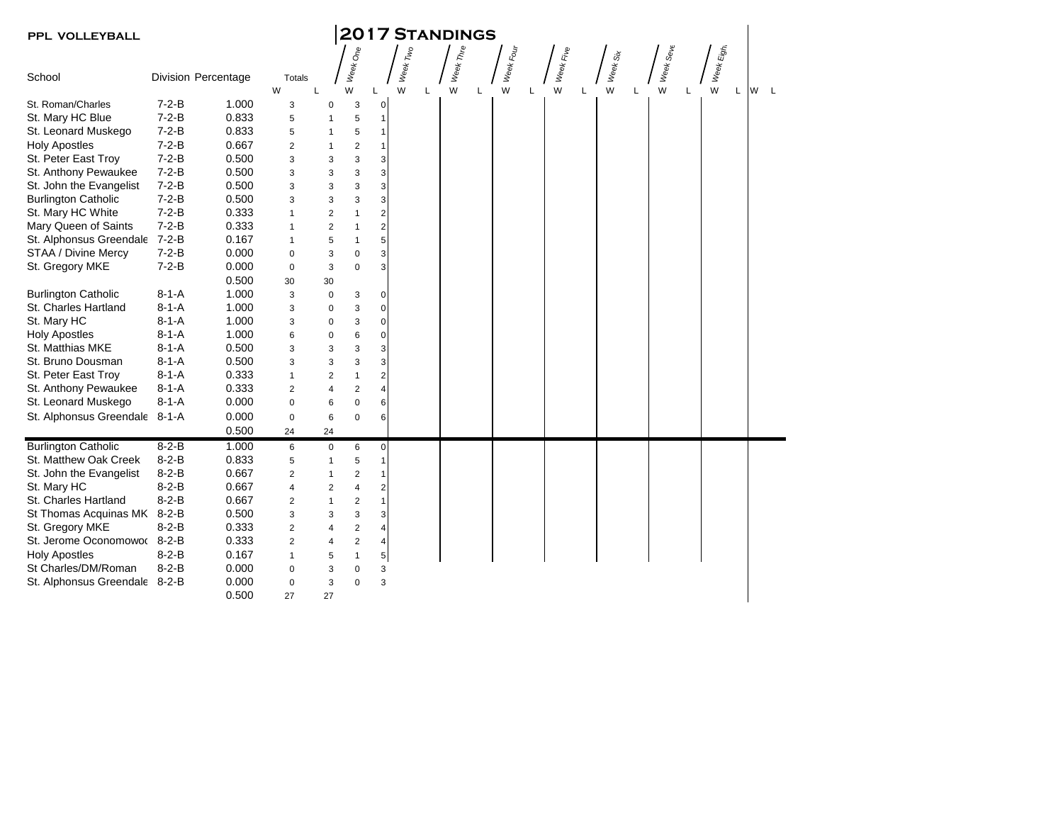**PPL VOLLEYBALL**

# 2017 Standings

| School | Division | Percentage | Totals W | Totals L | Week One W | Week One L | Week Two W | Week Two L | Week Thre W | Week Thre L | Week Four W | Week Four L | Week Five W | Week Five L | Week Six W | Week Six L | Week Seve W | Week Seve L | Week Eigh W | Week Eigh L | W | L |
|---|---|---|---|---|---|---|---|---|---|---|---|---|---|---|---|---|---|---|---|---|---|---|
| St. Roman/Charles | 7-2-B | 1.000 | 3 | 0 | 3 | 0 | | | | | | | | | | | | | | | | |
| St. Mary HC Blue | 7-2-B | 0.833 | 5 | 1 | 5 | 1 | | | | | | | | | | | | | | | | |
| St. Leonard Muskego | 7-2-B | 0.833 | 5 | 1 | 5 | 1 | | | | | | | | | | | | | | | | |
| Holy Apostles | 7-2-B | 0.667 | 2 | 1 | 2 | 1 | | | | | | | | | | | | | | | | |
| St. Peter East Troy | 7-2-B | 0.500 | 3 | 3 | 3 | 3 | | | | | | | | | | | | | | | | |
| St. Anthony Pewaukee | 7-2-B | 0.500 | 3 | 3 | 3 | 3 | | | | | | | | | | | | | | | | |
| St. John the Evangelist | 7-2-B | 0.500 | 3 | 3 | 3 | 3 | | | | | | | | | | | | | | | | |
| Burlington Catholic | 7-2-B | 0.500 | 3 | 3 | 3 | 3 | | | | | | | | | | | | | | | | |
| St. Mary HC White | 7-2-B | 0.333 | 1 | 2 | 1 | 2 | | | | | | | | | | | | | | | | |
| Mary Queen of Saints | 7-2-B | 0.333 | 1 | 2 | 1 | 2 | | | | | | | | | | | | | | | | |
| St. Alphonsus Greendale | 7-2-B | 0.167 | 1 | 5 | 1 | 5 | | | | | | | | | | | | | | | | |
| STAA / Divine Mercy | 7-2-B | 0.000 | 0 | 3 | 0 | 3 | | | | | | | | | | | | | | | | |
| St. Gregory MKE | 7-2-B | 0.000 | 0 | 3 | 0 | 3 | | | | | | | | | | | | | | | | |
| | | 0.500 | 30 | 30 | | | | | | | | | | | | | | | | | | |
| Burlington Catholic | 8-1-A | 1.000 | 3 | 0 | 3 | 0 | | | | | | | | | | | | | | | | |
| St. Charles Hartland | 8-1-A | 1.000 | 3 | 0 | 3 | 0 | | | | | | | | | | | | | | | | |
| St. Mary HC | 8-1-A | 1.000 | 3 | 0 | 3 | 0 | | | | | | | | | | | | | | | | |
| Holy Apostles | 8-1-A | 1.000 | 6 | 0 | 6 | 0 | | | | | | | | | | | | | | | | |
| St. Matthias MKE | 8-1-A | 0.500 | 3 | 3 | 3 | 3 | | | | | | | | | | | | | | | | |
| St. Bruno Dousman | 8-1-A | 0.500 | 3 | 3 | 3 | 3 | | | | | | | | | | | | | | | | |
| St. Peter East Troy | 8-1-A | 0.333 | 1 | 2 | 1 | 2 | | | | | | | | | | | | | | | | |
| St. Anthony Pewaukee | 8-1-A | 0.333 | 2 | 4 | 2 | 4 | | | | | | | | | | | | | | | | |
| St. Leonard Muskego | 8-1-A | 0.000 | 0 | 6 | 0 | 6 | | | | | | | | | | | | | | | | |
| St. Alphonsus Greendale | 8-1-A | 0.000 | 0 | 6 | 0 | 6 | | | | | | | | | | | | | | | | |
| | | 0.500 | 24 | 24 | | | | | | | | | | | | | | | | | | |
| Burlington Catholic | 8-2-B | 1.000 | 6 | 0 | 6 | 0 | | | | | | | | | | | | | | | | |
| St. Matthew Oak Creek | 8-2-B | 0.833 | 5 | 1 | 5 | 1 | | | | | | | | | | | | | | | | |
| St. John the Evangelist | 8-2-B | 0.667 | 2 | 1 | 2 | 1 | | | | | | | | | | | | | | | | |
| St. Mary HC | 8-2-B | 0.667 | 4 | 2 | 4 | 2 | | | | | | | | | | | | | | | | |
| St. Charles Hartland | 8-2-B | 0.667 | 2 | 1 | 2 | 1 | | | | | | | | | | | | | | | | |
| St Thomas Acquinas MK | 8-2-B | 0.500 | 3 | 3 | 3 | 3 | | | | | | | | | | | | | | | | |
| St. Gregory MKE | 8-2-B | 0.333 | 2 | 4 | 2 | 4 | | | | | | | | | | | | | | | | |
| St. Jerome Oconomowoc | 8-2-B | 0.333 | 2 | 4 | 2 | 4 | | | | | | | | | | | | | | | | |
| Holy Apostles | 8-2-B | 0.167 | 1 | 5 | 1 | 5 | | | | | | | | | | | | | | | | |
| St Charles/DM/Roman | 8-2-B | 0.000 | 0 | 3 | 0 | 3 | | | | | | | | | | | | | | | | |
| St. Alphonsus Greendale | 8-2-B | 0.000 | 0 | 3 | 0 | 3 | | | | | | | | | | | | | | | | |
| | | 0.500 | 27 | 27 | | | | | | | | | | | | | | | | | | |